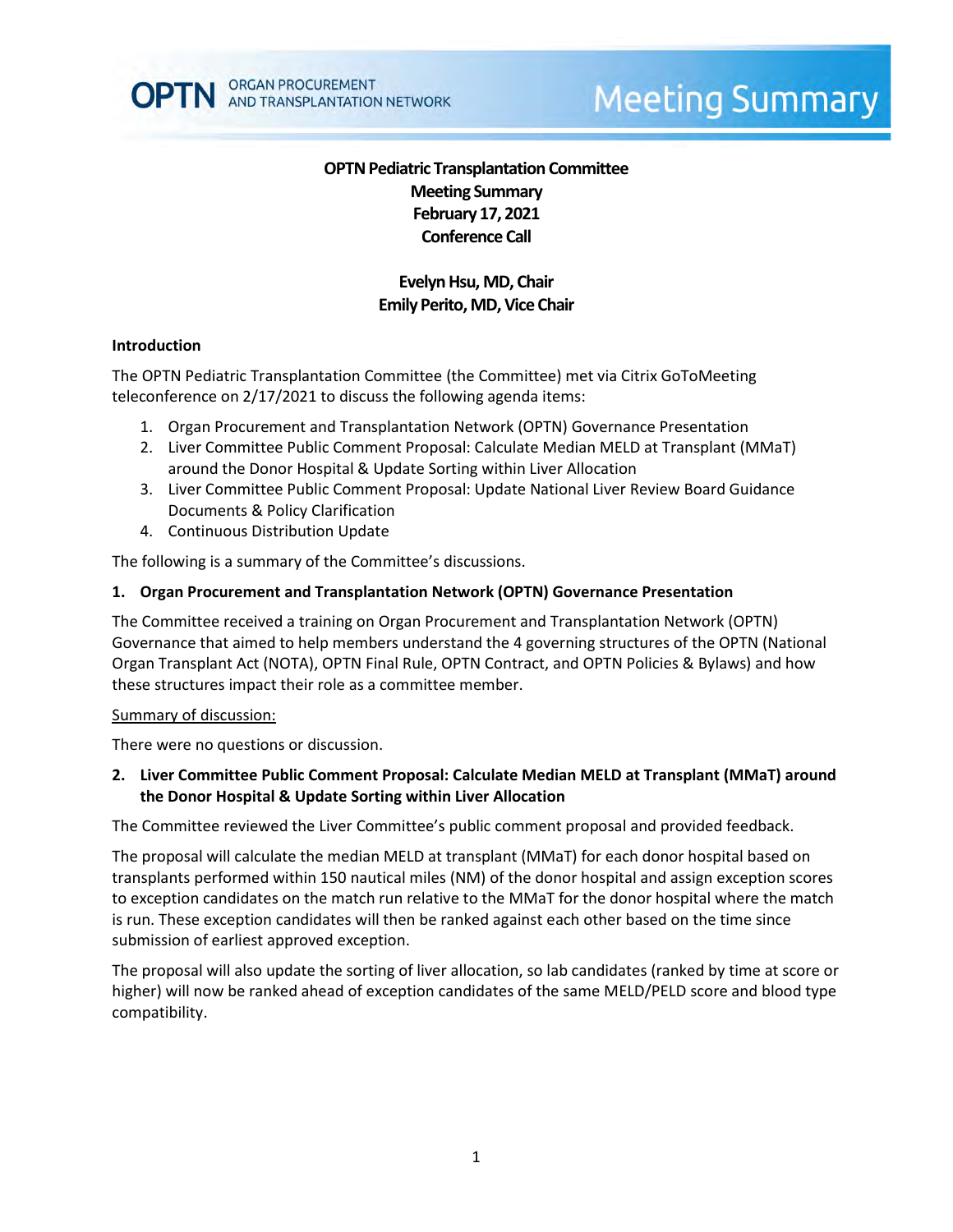# Meeting Summary

**OPTN Pediatric Transplantation Committee**
**Meeting Summary**
**February 17, 2021**
**Conference Call**

**Evelyn Hsu, MD, Chair**
**Emily Perito, MD, Vice Chair**

## Introduction

The OPTN Pediatric Transplantation Committee (the Committee) met via Citrix GoToMeeting teleconference on 2/17/2021 to discuss the following agenda items:

1. Organ Procurement and Transplantation Network (OPTN) Governance Presentation
2. Liver Committee Public Comment Proposal: Calculate Median MELD at Transplant (MMaT) around the Donor Hospital & Update Sorting within Liver Allocation
3. Liver Committee Public Comment Proposal: Update National Liver Review Board Guidance Documents & Policy Clarification
4. Continuous Distribution Update

The following is a summary of the Committee's discussions.

### 1. Organ Procurement and Transplantation Network (OPTN) Governance Presentation

The Committee received a training on Organ Procurement and Transplantation Network (OPTN) Governance that aimed to help members understand the 4 governing structures of the OPTN (National Organ Transplant Act (NOTA), OPTN Final Rule, OPTN Contract, and OPTN Policies & Bylaws) and how these structures impact their role as a committee member.

Summary of discussion:

There were no questions or discussion.

### 2. Liver Committee Public Comment Proposal: Calculate Median MELD at Transplant (MMaT) around the Donor Hospital & Update Sorting within Liver Allocation

The Committee reviewed the Liver Committee's public comment proposal and provided feedback.

The proposal will calculate the median MELD at transplant (MMaT) for each donor hospital based on transplants performed within 150 nautical miles (NM) of the donor hospital and assign exception scores to exception candidates on the match run relative to the MMaT for the donor hospital where the match is run. These exception candidates will then be ranked against each other based on the time since submission of earliest approved exception.

The proposal will also update the sorting of liver allocation, so lab candidates (ranked by time at score or higher) will now be ranked ahead of exception candidates of the same MELD/PELD score and blood type compatibility.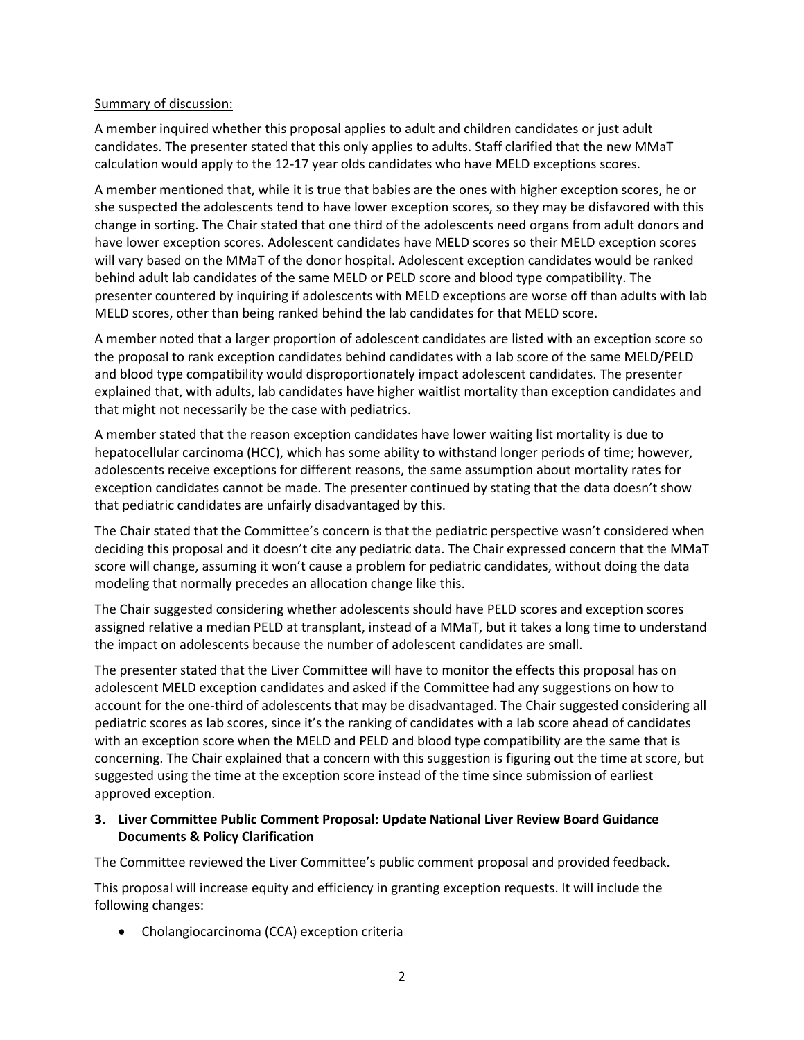Summary of discussion:

A member inquired whether this proposal applies to adult and children candidates or just adult candidates. The presenter stated that this only applies to adults. Staff clarified that the new MMaT calculation would apply to the 12-17 year olds candidates who have MELD exceptions scores.

A member mentioned that, while it is true that babies are the ones with higher exception scores, he or she suspected the adolescents tend to have lower exception scores, so they may be disfavored with this change in sorting. The Chair stated that one third of the adolescents need organs from adult donors and have lower exception scores. Adolescent candidates have MELD scores so their MELD exception scores will vary based on the MMaT of the donor hospital. Adolescent exception candidates would be ranked behind adult lab candidates of the same MELD or PELD score and blood type compatibility. The presenter countered by inquiring if adolescents with MELD exceptions are worse off than adults with lab MELD scores, other than being ranked behind the lab candidates for that MELD score.

A member noted that a larger proportion of adolescent candidates are listed with an exception score so the proposal to rank exception candidates behind candidates with a lab score of the same MELD/PELD and blood type compatibility would disproportionately impact adolescent candidates. The presenter explained that, with adults, lab candidates have higher waitlist mortality than exception candidates and that might not necessarily be the case with pediatrics.

A member stated that the reason exception candidates have lower waiting list mortality is due to hepatocellular carcinoma (HCC), which has some ability to withstand longer periods of time; however, adolescents receive exceptions for different reasons, the same assumption about mortality rates for exception candidates cannot be made. The presenter continued by stating that the data doesn't show that pediatric candidates are unfairly disadvantaged by this.

The Chair stated that the Committee's concern is that the pediatric perspective wasn't considered when deciding this proposal and it doesn't cite any pediatric data. The Chair expressed concern that the MMaT score will change, assuming it won't cause a problem for pediatric candidates, without doing the data modeling that normally precedes an allocation change like this.

The Chair suggested considering whether adolescents should have PELD scores and exception scores assigned relative a median PELD at transplant, instead of a MMaT, but it takes a long time to understand the impact on adolescents because the number of adolescent candidates are small.

The presenter stated that the Liver Committee will have to monitor the effects this proposal has on adolescent MELD exception candidates and asked if the Committee had any suggestions on how to account for the one-third of adolescents that may be disadvantaged. The Chair suggested considering all pediatric scores as lab scores, since it's the ranking of candidates with a lab score ahead of candidates with an exception score when the MELD and PELD and blood type compatibility are the same that is concerning. The Chair explained that a concern with this suggestion is figuring out the time at score, but suggested using the time at the exception score instead of the time since submission of earliest approved exception.

**3. Liver Committee Public Comment Proposal: Update National Liver Review Board Guidance Documents & Policy Clarification**

The Committee reviewed the Liver Committee's public comment proposal and provided feedback.

This proposal will increase equity and efficiency in granting exception requests. It will include the following changes:

- Cholangiocarcinoma (CCA) exception criteria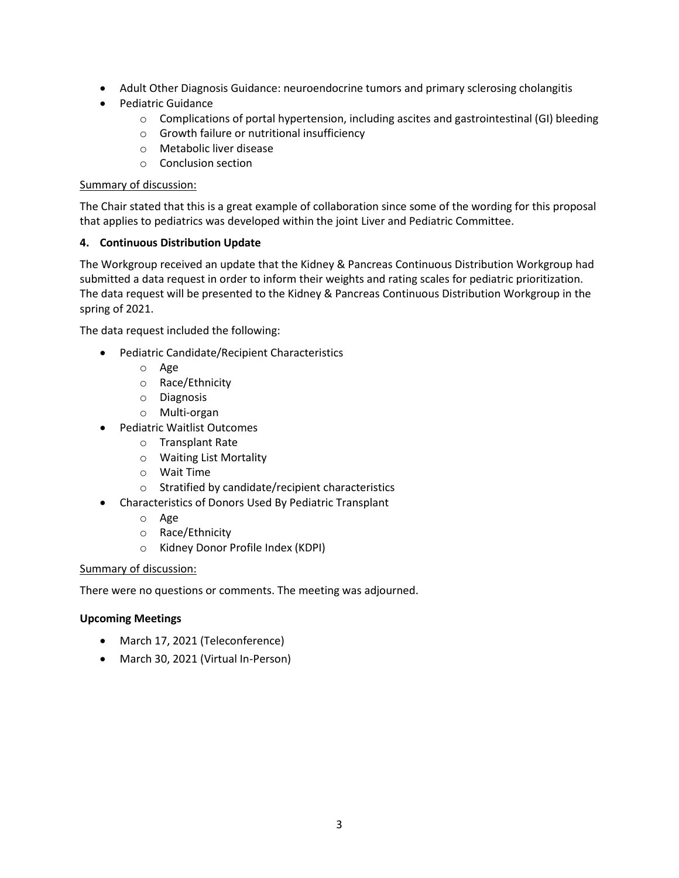- Adult Other Diagnosis Guidance: neuroendocrine tumors and primary sclerosing cholangitis
- Pediatric Guidance
  - Complications of portal hypertension, including ascites and gastrointestinal (GI) bleeding
  - Growth failure or nutritional insufficiency
  - Metabolic liver disease
  - Conclusion section

Summary of discussion:

The Chair stated that this is a great example of collaboration since some of the wording for this proposal that applies to pediatrics was developed within the joint Liver and Pediatric Committee.

**4. Continuous Distribution Update**

The Workgroup received an update that the Kidney & Pancreas Continuous Distribution Workgroup had submitted a data request in order to inform their weights and rating scales for pediatric prioritization. The data request will be presented to the Kidney & Pancreas Continuous Distribution Workgroup in the spring of 2021.

The data request included the following:

- Pediatric Candidate/Recipient Characteristics
  - Age
  - Race/Ethnicity
  - Diagnosis
  - Multi-organ
- Pediatric Waitlist Outcomes
  - Transplant Rate
  - Waiting List Mortality
  - Wait Time
  - Stratified by candidate/recipient characteristics
- Characteristics of Donors Used By Pediatric Transplant
  - Age
  - Race/Ethnicity
  - Kidney Donor Profile Index (KDPI)

Summary of discussion:

There were no questions or comments. The meeting was adjourned.

**Upcoming Meetings**

- March 17, 2021 (Teleconference)
- March 30, 2021 (Virtual In-Person)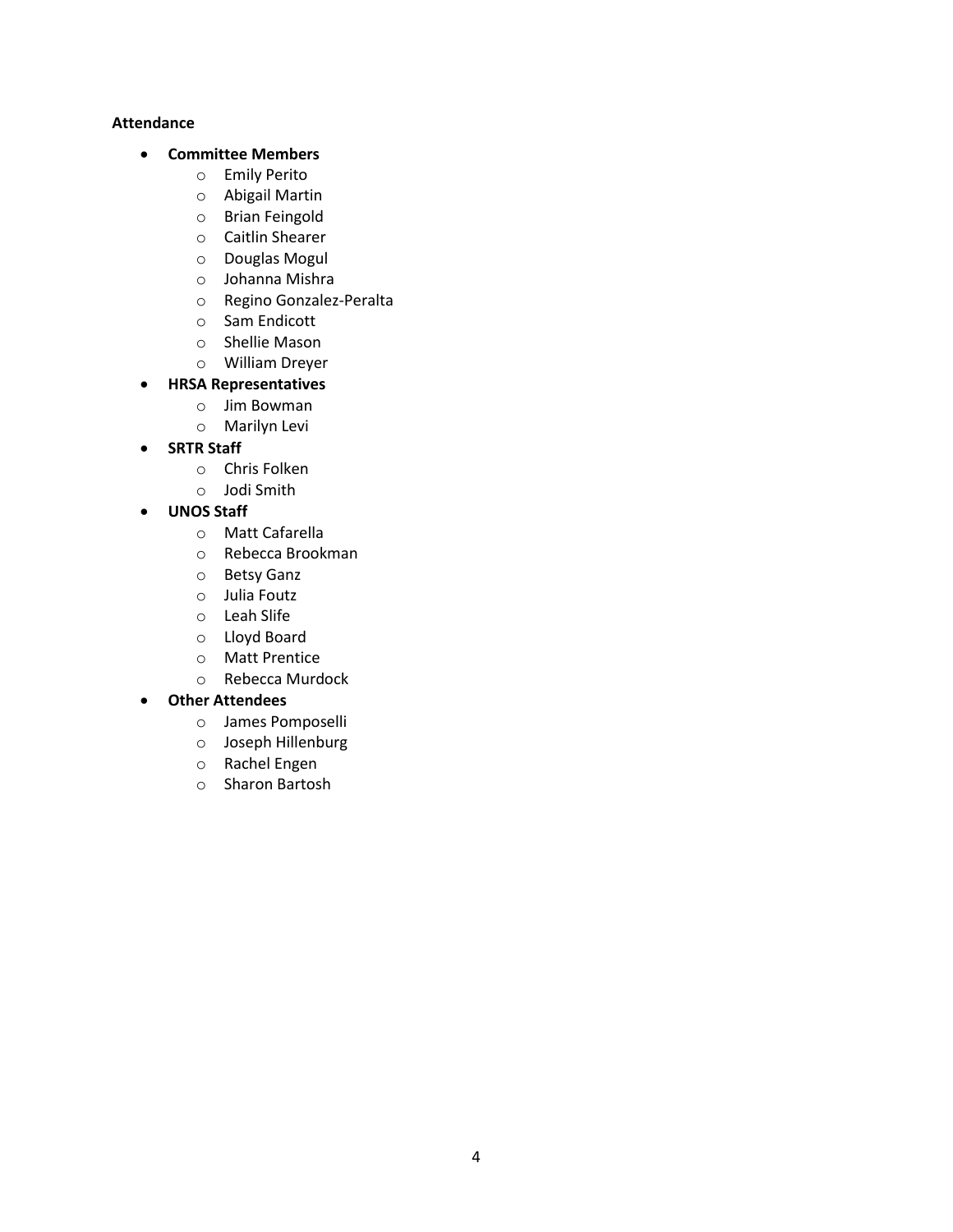**Attendance**

- **Committee Members**
  - Emily Perito
  - Abigail Martin
  - Brian Feingold
  - Caitlin Shearer
  - Douglas Mogul
  - Johanna Mishra
  - Regino Gonzalez-Peralta
  - Sam Endicott
  - Shellie Mason
  - William Dreyer
- **HRSA Representatives**
  - Jim Bowman
  - Marilyn Levi
- **SRTR Staff**
  - Chris Folken
  - Jodi Smith
- **UNOS Staff**
  - Matt Cafarella
  - Rebecca Brookman
  - Betsy Ganz
  - Julia Foutz
  - Leah Slife
  - Lloyd Board
  - Matt Prentice
  - Rebecca Murdock
- **Other Attendees**
  - James Pomposelli
  - Joseph Hillenburg
  - Rachel Engen
  - Sharon Bartosh